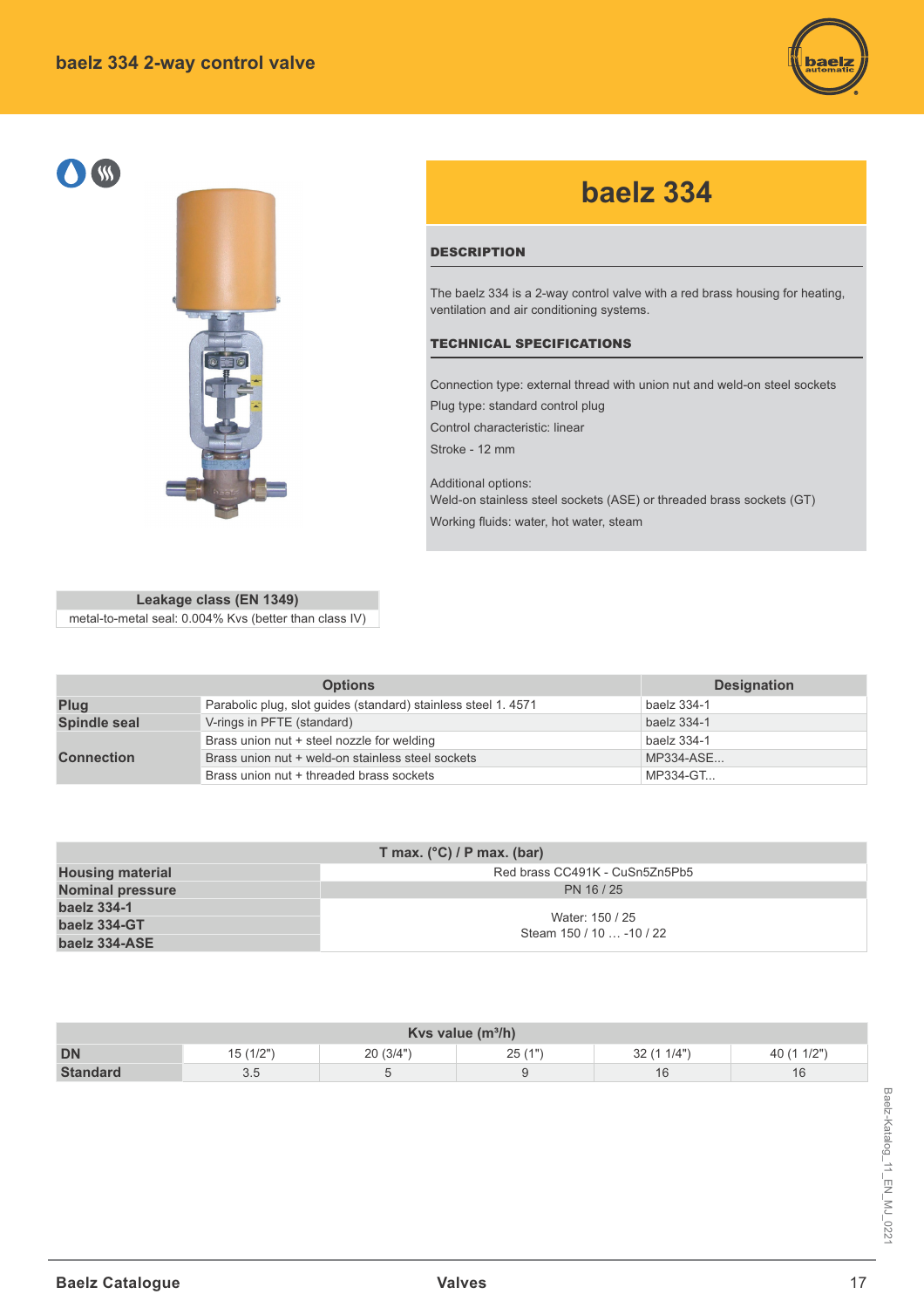# baelz 334 2-way control valve

## baelz 334

### DESCRIPTION

The baelz 334 is a 2-way control valve with a red brass housing for heating, ventilation and air conditioning systems.

### TECHNICAL SPECIFICATIONS

Connection type: external thread with union nut and weld-on steel sockets

Plug type: standard control plug

Control characteristic: linear

Stroke - 12 mm

Additional options:
Weld-on stainless steel sockets (ASE) or threaded brass sockets (GT)

Working fluids: water, hot water, steam

| Leakage class (EN 1349) |
|---|
| metal-to-metal seal: 0.004% Kvs (better than class IV) |

| | Options | Designation |
|---|---|---|
| **Plug** | Parabolic plug, slot guides (standard) stainless steel 1. 4571 | baelz 334-1 |
| **Spindle seal** | V-rings in PFTE (standard) | baelz 334-1 |
| **Connection** | Brass union nut + steel nozzle for welding | baelz 334-1 |
| | Brass union nut + weld-on stainless steel sockets | MP334-ASE... |
| | Brass union nut + threaded brass sockets | MP334-GT... |

| | T max. (°C) / P max. (bar) |
|---|---|
| **Housing material** | Red brass CC491K - CuSn5Zn5Pb5 |
| **Nominal pressure** | PN 16 / 25 |
| **baelz 334-1** **baelz 334-GT** **baelz 334-ASE** | Water: 150 / 25 Steam 150 / 10 … -10 / 22 |

| Kvs value (m³/h) | | | | | |
|---|---|---|---|---|---|
| **DN** | 15 (1/2") | 20 (3/4") | 25 (1") | 32 (1 1/4") | 40 (1 1/2") |
| **Standard** | 3.5 | 5 | 9 | 16 | 16 |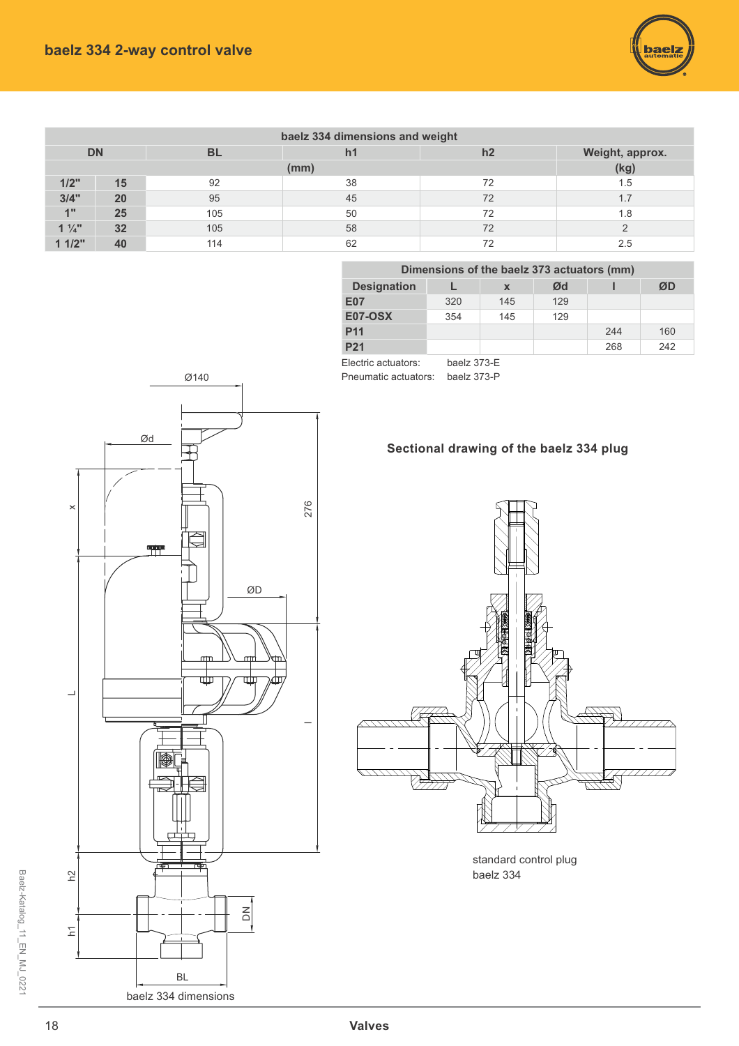# baelz 334 2-way control valve

| baelz 334 dimensions and weight | | | | | |
|---|---|---|---|---|---|
| DN | | BL | h1 | h2 | Weight, approx. |
| | | (mm) | | | (kg) |
| 1/2" | 15 | 92 | 38 | 72 | 1.5 |
| 3/4" | 20 | 95 | 45 | 72 | 1.7 |
| 1" | 25 | 105 | 50 | 72 | 1.8 |
| 1 ¼" | 32 | 105 | 58 | 72 | 2 |
| 1 1/2" | 40 | 114 | 62 | 72 | 2.5 |

| Dimensions of the baelz 373 actuators (mm) | | | | | |
|---|---|---|---|---|---|
| Designation | L | x | Ød | l | ØD |
| E07 | 320 | 145 | 129 | | |
| E07-OSX | 354 | 145 | 129 | | |
| P11 | | | | 244 | 160 |
| P21 | | | | 268 | 242 |

Electric actuators: baelz 373-E
Pneumatic actuators: baelz 373-P

Ø140

Ød

x

276

ØD

L

l

h2

h1

DN

BL

baelz 334 dimensions

**Sectional drawing of the baelz 334 plug**

standard control plug
baelz 334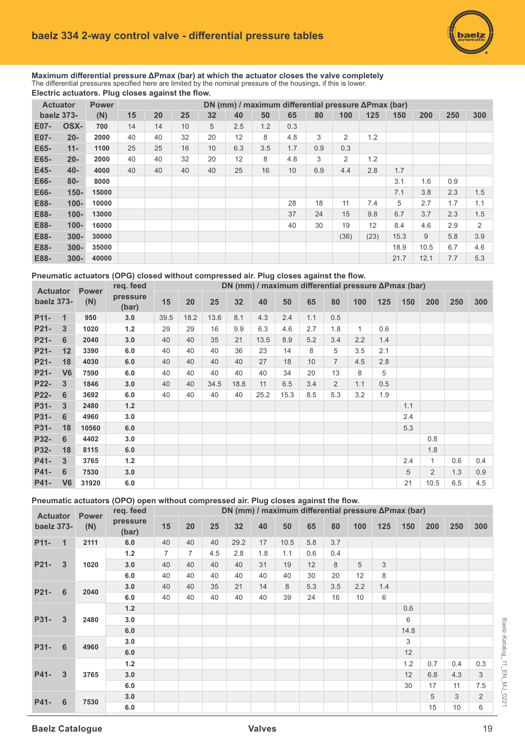## baelz 334 2-way control valve - differential pressure tables

**Maximum differential pressure ΔPmax (bar) at which the actuator closes the valve completely**
The differential pressures specified here are limited by the nominal pressure of the housings, if this is lower.

**Electric actuators. Plug closes against the flow.**

| Actuator baelz 373- | | Power (N) | DN (mm) / maximum differential pressure ΔPmax (bar) | | | | | | | | | | | | | |
|---|---|---|---|---|---|---|---|---|---|---|---|---|---|---|---|---|
| | | | 15 | 20 | 25 | 32 | 40 | 50 | 65 | 80 | 100 | 125 | 150 | 200 | 250 | 300 |
| E07- | OSX- | 700 | 14 | 14 | 10 | 5 | 2.5 | 1.2 | 0.3 | | | | | | | |
| E07- | 20- | 2000 | 40 | 40 | 32 | 20 | 12 | 8 | 4.8 | 3 | 2 | 1.2 | | | | |
| E65- | 11- | 1100 | 25 | 25 | 16 | 10 | 6.3 | 3.5 | 1.7 | 0.9 | 0.3 | | | | | |
| E65- | 20- | 2000 | 40 | 40 | 32 | 20 | 12 | 8 | 4.8 | 3 | 2 | 1.2 | | | | |
| E45- | 40- | 4000 | 40 | 40 | 40 | 40 | 25 | 16 | 10 | 6.9 | 4.4 | 2.8 | 1.7 | | | |
| E66- | 80- | 8000 | | | | | | | | | | | 3.1 | 1.6 | 0.9 | |
| E66- | 150- | 15000 | | | | | | | | | | | 7.1 | 3.8 | 2.3 | 1.5 |
| E88- | 100- | 10000 | | | | | | | 28 | 18 | 11 | 7.4 | 5 | 2.7 | 1.7 | 1.1 |
| E88- | 100- | 13000 | | | | | | | 37 | 24 | 15 | 9.8 | 6.7 | 3.7 | 2.3 | 1.5 |
| E88- | 100- | 16000 | | | | | | | 40 | 30 | 19 | 12 | 8.4 | 4.6 | 2.9 | 2 |
| E88- | 300- | 30000 | | | | | | | | | (36) | (23) | 15.3 | 9 | 5.8 | 3.9 |
| E88- | 300- | 35000 | | | | | | | | | | | 18.9 | 10.5 | 6.7 | 4.6 |
| E88- | 300- | 40000 | | | | | | | | | | | 21.7 | 12.1 | 7.7 | 5.3 |

**Pneumatic actuators (OPG) closed without compressed air. Plug closes against the flow.**

| Actuator baelz 373- | | Power (N) | req. feed pressure (bar) | DN (mm) / maximum differential pressure ΔPmax (bar) | | | | | | | | | | | | | |
|---|---|---|---|---|---|---|---|---|---|---|---|---|---|---|---|---|---|
| | | | | 15 | 20 | 25 | 32 | 40 | 50 | 65 | 80 | 100 | 125 | 150 | 200 | 250 | 300 |
| P11- | 1 | 950 | 3.0 | 39.5 | 18.2 | 13.6 | 8.1 | 4.3 | 2.4 | 1.1 | 0.5 | | | | | | |
| P21- | 3 | 1020 | 1.2 | 29 | 29 | 16 | 9.9 | 6.3 | 4.6 | 2.7 | 1.8 | 1 | 0.6 | | | | |
| P21- | 6 | 2040 | 3.0 | 40 | 40 | 35 | 21 | 13.5 | 8.9 | 5.2 | 3.4 | 2.2 | 1.4 | | | | |
| P21- | 12 | 3390 | 6.0 | 40 | 40 | 40 | 36 | 23 | 14 | 8 | 5 | 3.5 | 2.1 | | | | |
| P21- | 18 | 4030 | 6.0 | 40 | 40 | 40 | 40 | 27 | 18 | 10 | 7 | 4.5 | 2.8 | | | | |
| P21- | V6 | 7590 | 6.0 | 40 | 40 | 40 | 40 | 40 | 34 | 20 | 13 | 8 | 5 | | | | |
| P22- | 3 | 1846 | 3.0 | 40 | 40 | 34.5 | 18.8 | 11 | 6.5 | 3.4 | 2 | 1.1 | 0.5 | | | | |
| P22- | 6 | 3692 | 6.0 | 40 | 40 | 40 | 40 | 25.2 | 15.3 | 8.5 | 5.3 | 3.2 | 1.9 | | | | |
| P31- | 3 | 2480 | 1.2 | | | | | | | | | | | 1.1 | | | |
| P31- | 6 | 4960 | 3.0 | | | | | | | | | | | 2.4 | | | |
| P31- | 18 | 10560 | 6.0 | | | | | | | | | | | 5.3 | | | |
| P32- | 6 | 4402 | 3.0 | | | | | | | | | | | | 0.8 | | |
| P32- | 18 | 8115 | 6.0 | | | | | | | | | | | | 1.8 | | |
| P41- | 3 | 3765 | 1.2 | | | | | | | | | | | 2.4 | 1 | 0.6 | 0.4 |
| P41- | 6 | 7530 | 3.0 | | | | | | | | | | | 5 | 2 | 1.3 | 0.9 |
| P41- | V6 | 31920 | 6.0 | | | | | | | | | | | 21 | 10.5 | 6.5 | 4.5 |

**Pneumatic actuators (OPO) open without compressed air. Plug closes against the flow.**

| Actuator baelz 373- | | Power (N) | req. feed pressure (bar) | DN (mm) / maximum differential pressure ΔPmax (bar) | | | | | | | | | | | | | |
|---|---|---|---|---|---|---|---|---|---|---|---|---|---|---|---|---|---|
| | | | | 15 | 20 | 25 | 32 | 40 | 50 | 65 | 80 | 100 | 125 | 150 | 200 | 250 | 300 |
| P11- | 1 | 2111 | 6.0 | 40 | 40 | 40 | 29.2 | 17 | 10.5 | 5.8 | 3.7 | | | | | | |
| P21- | 3 | 1020 | 1.2 | 7 | 7 | 4.5 | 2.8 | 1.8 | 1.1 | 0.6 | 0.4 | | | | | | |
| | | | 3.0 | 40 | 40 | 40 | 40 | 31 | 19 | 12 | 8 | 5 | 3 | | | | |
| | | | 6.0 | 40 | 40 | 40 | 40 | 40 | 40 | 30 | 20 | 12 | 8 | | | | |
| P21- | 6 | 2040 | 3.0 | 40 | 40 | 35 | 21 | 14 | 8 | 5.3 | 3.5 | 2.2 | 1.4 | | | | |
| | | | 6.0 | 40 | 40 | 40 | 40 | 40 | 39 | 24 | 16 | 10 | 6 | | | | |
| P31- | 3 | 2480 | 1.2 | | | | | | | | | | | 0.6 | | | |
| | | | 3.0 | | | | | | | | | | | 6 | | | |
| | | | 6.0 | | | | | | | | | | | 14.8 | | | |
| P31- | 6 | 4960 | 3.0 | | | | | | | | | | | 3 | | | |
| | | | 6.0 | | | | | | | | | | | 12 | | | |
| P41- | 3 | 3765 | 1.2 | | | | | | | | | | | 1.2 | 0.7 | 0.4 | 0.3 |
| | | | 3.0 | | | | | | | | | | | 12 | 6.8 | 4.3 | 3 |
| | | | 6.0 | | | | | | | | | | | 30 | 17 | 11 | 7.5 |
| P41- | 6 | 7530 | 3.0 | | | | | | | | | | | | 5 | 3 | 2 |
| | | | 6.0 | | | | | | | | | | | | 15 | 10 | 6 |